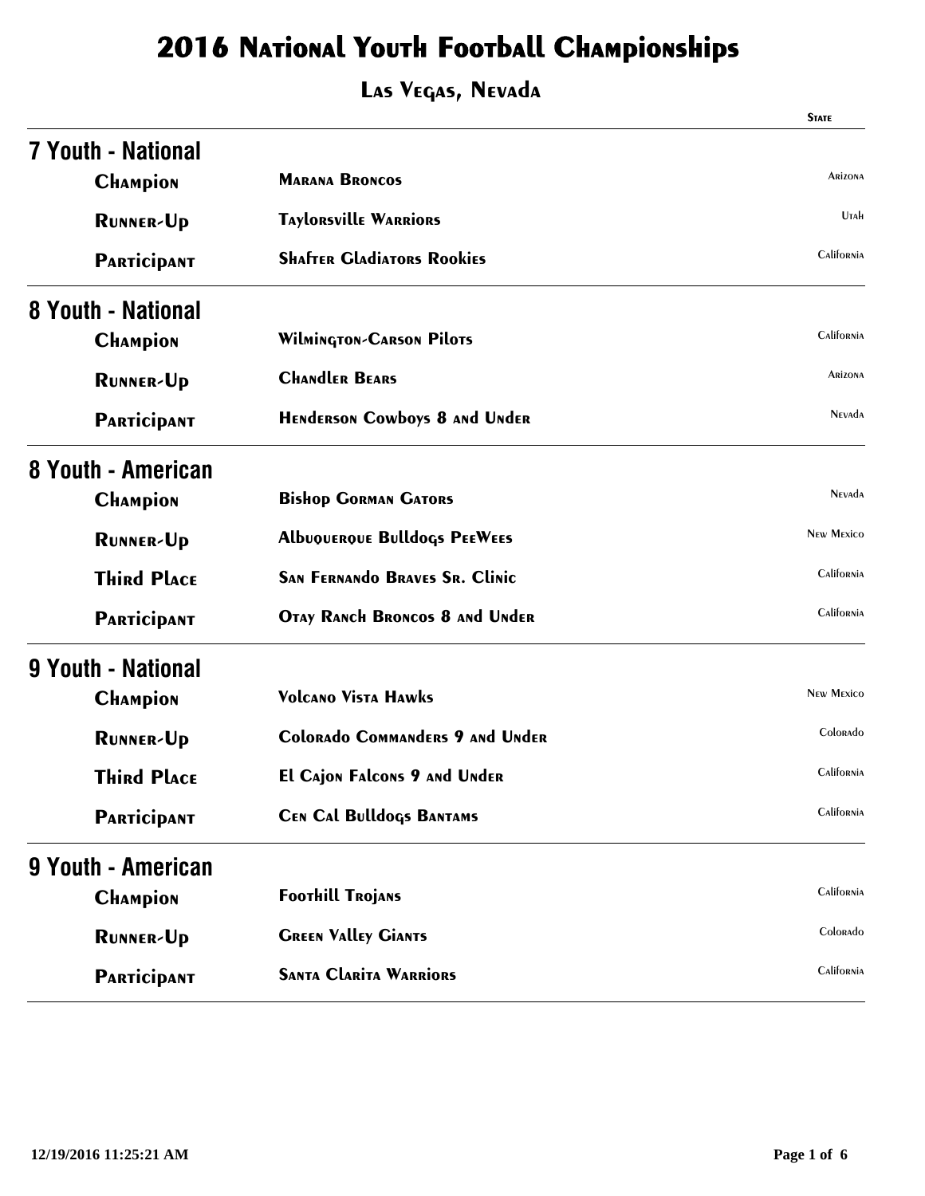# 2016 National Youth Football Championships

## Las Vegas, Nevada

| | | State |
|---|---|---|
| **7 Youth - National** | | |
| Champion | Marana Broncos | Arizona |
| Runner-Up | Taylorsville Warriors | Utah |
| Participant | Shafter Gladiators Rookies | California |
| **8 Youth - National** | | |
| Champion | Wilmington-Carson Pilots | California |
| Runner-Up | Chandler Bears | Arizona |
| Participant | Henderson Cowboys 8 and Under | Nevada |
| **8 Youth - American** | | |
| Champion | Bishop Gorman Gators | Nevada |
| Runner-Up | Albuquerque Bulldogs PeeWees | New Mexico |
| Third Place | San Fernando Braves Sr. Clinic | California |
| Participant | Otay Ranch Broncos 8 and Under | California |
| **9 Youth - National** | | |
| Champion | Volcano Vista Hawks | New Mexico |
| Runner-Up | Colorado Commanders 9 and Under | Colorado |
| Third Place | El Cajon Falcons 9 and Under | California |
| Participant | Cen Cal Bulldogs Bantams | California |
| **9 Youth - American** | | |
| Champion | Foothill Trojans | California |
| Runner-Up | Green Valley Giants | Colorado |
| Participant | Santa Clarita Warriors | California |

12/19/2016 11:25:21 AM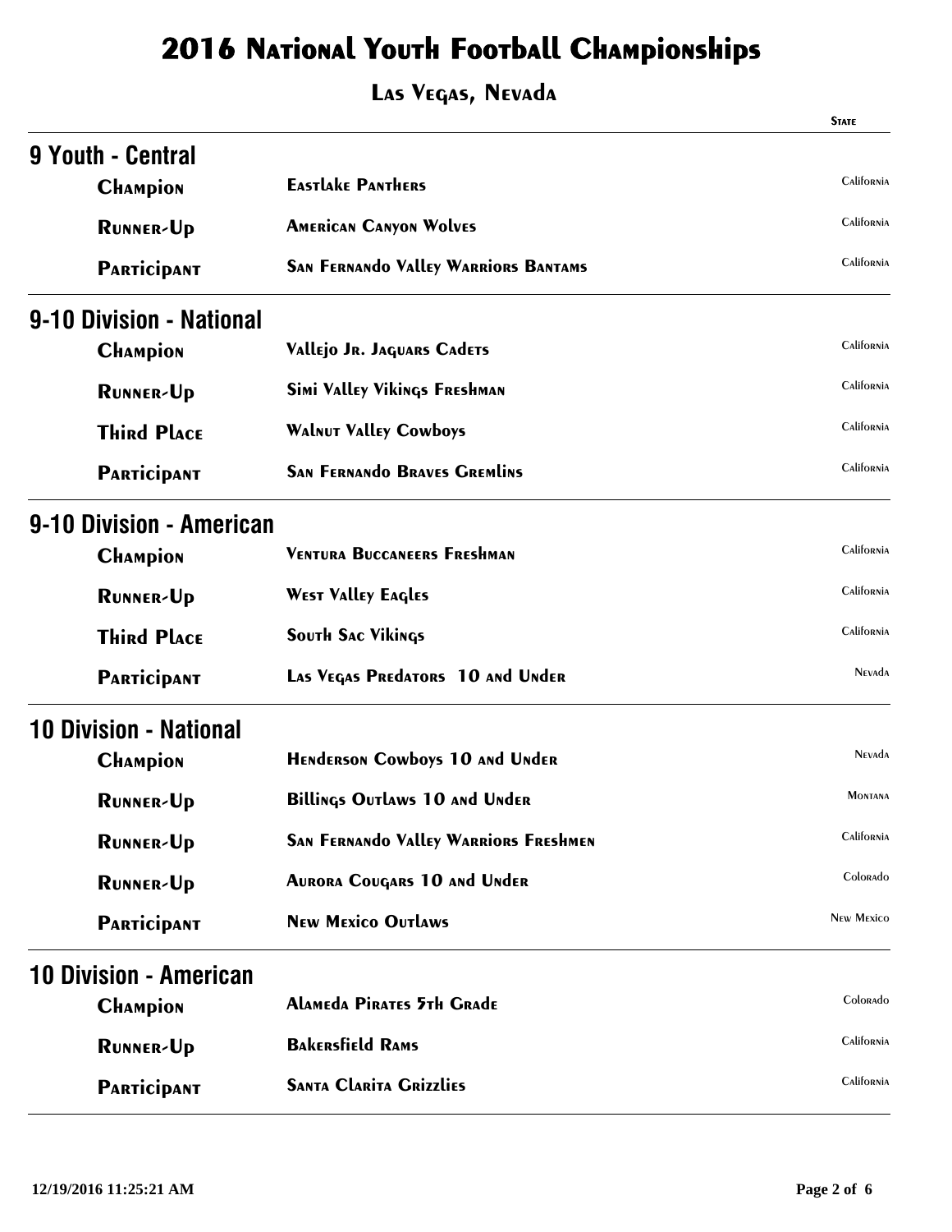# 2016 National Youth Football Championships

## Las Vegas, Nevada

### 9 Youth - Central

| | | State |
|---|---|---|
| Champion | Eastlake Panthers | California |
| Runner-Up | American Canyon Wolves | California |
| Participant | San Fernando Valley Warriors Bantams | California |

### 9-10 Division - National

| | | State |
|---|---|---|
| Champion | Vallejo Jr. Jaguars Cadets | California |
| Runner-Up | Simi Valley Vikings Freshman | California |
| Third Place | Walnut Valley Cowboys | California |
| Participant | San Fernando Braves Gremlins | California |

### 9-10 Division - American

| | | State |
|---|---|---|
| Champion | Ventura Buccaneers Freshman | California |
| Runner-Up | West Valley Eagles | California |
| Third Place | South Sac Vikings | California |
| Participant | Las Vegas Predators 10 and Under | Nevada |

### 10 Division - National

| | | State |
|---|---|---|
| Champion | Henderson Cowboys 10 and Under | Nevada |
| Runner-Up | Billings Outlaws 10 and Under | Montana |
| Runner-Up | San Fernando Valley Warriors Freshmen | California |
| Runner-Up | Aurora Cougars 10 and Under | Colorado |
| Participant | New Mexico Outlaws | New Mexico |

### 10 Division - American

| | | State |
|---|---|---|
| Champion | Alameda Pirates 5th Grade | Colorado |
| Runner-Up | Bakersfield Rams | California |
| Participant | Santa Clarita Grizzlies | California |

12/19/2016 11:25:21 AM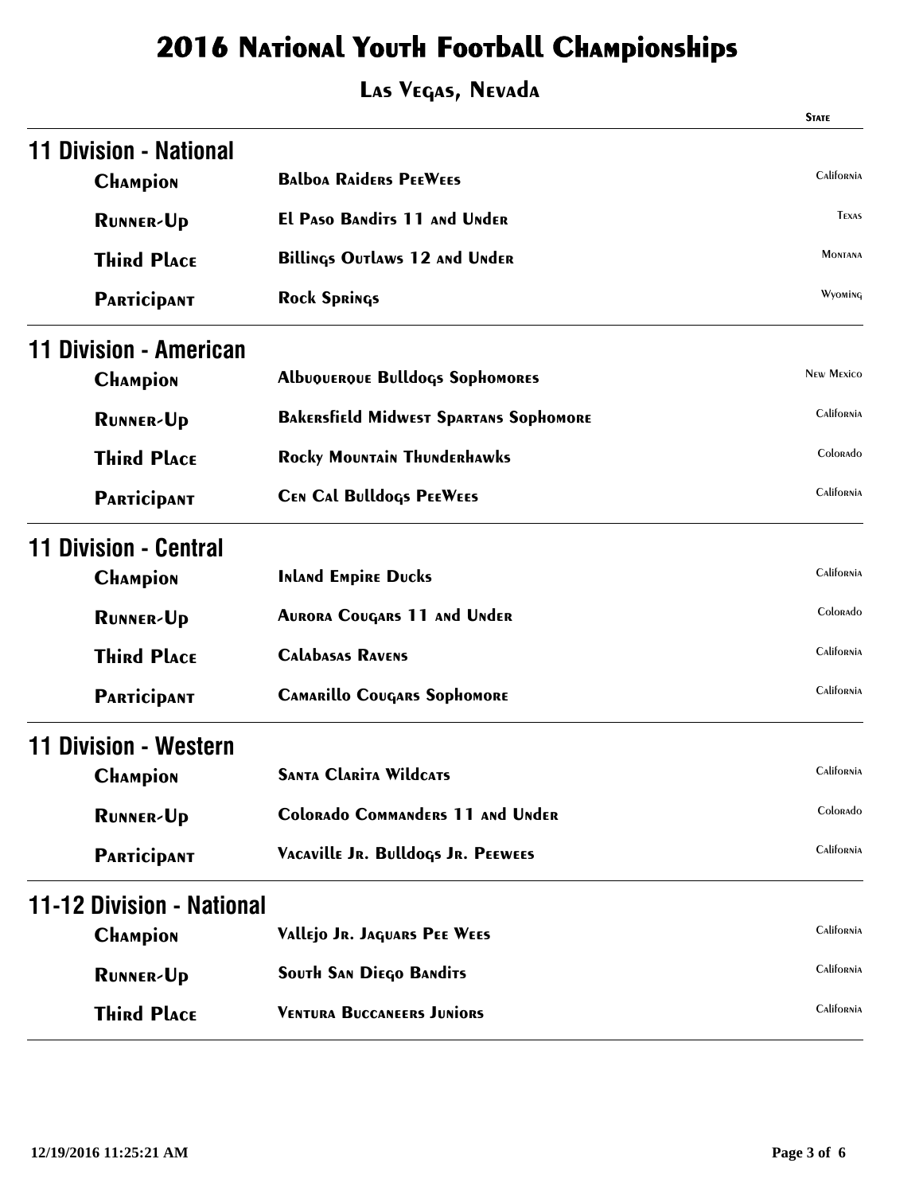# 2016 National Youth Football Championships

## Las Vegas, Nevada

### 11 Division - National

| | | State |
|---|---|---|
| Champion | Balboa Raiders PeeWees | California |
| Runner-Up | El Paso Bandits 11 and Under | Texas |
| Third Place | Billings Outlaws 12 and Under | Montana |
| Participant | Rock Springs | Wyoming |

### 11 Division - American

| | | State |
|---|---|---|
| Champion | Albuquerque Bulldogs Sophomores | New Mexico |
| Runner-Up | Bakersfield Midwest Spartans Sophomore | California |
| Third Place | Rocky Mountain Thunderhawks | Colorado |
| Participant | Cen Cal Bulldogs PeeWees | California |

### 11 Division - Central

| | | State |
|---|---|---|
| Champion | Inland Empire Ducks | California |
| Runner-Up | Aurora Cougars 11 and Under | Colorado |
| Third Place | Calabasas Ravens | California |
| Participant | Camarillo Cougars Sophomore | California |

### 11 Division - Western

| | | State |
|---|---|---|
| Champion | Santa Clarita Wildcats | California |
| Runner-Up | Colorado Commanders 11 and Under | Colorado |
| Participant | Vacaville Jr. Bulldogs Jr. Peewees | California |

### 11-12 Division - National

| | | State |
|---|---|---|
| Champion | Vallejo Jr. Jaguars Pee Wees | California |
| Runner-Up | South San Diego Bandits | California |
| Third Place | Ventura Buccaneers Juniors | California |

12/19/2016 11:25:21 AM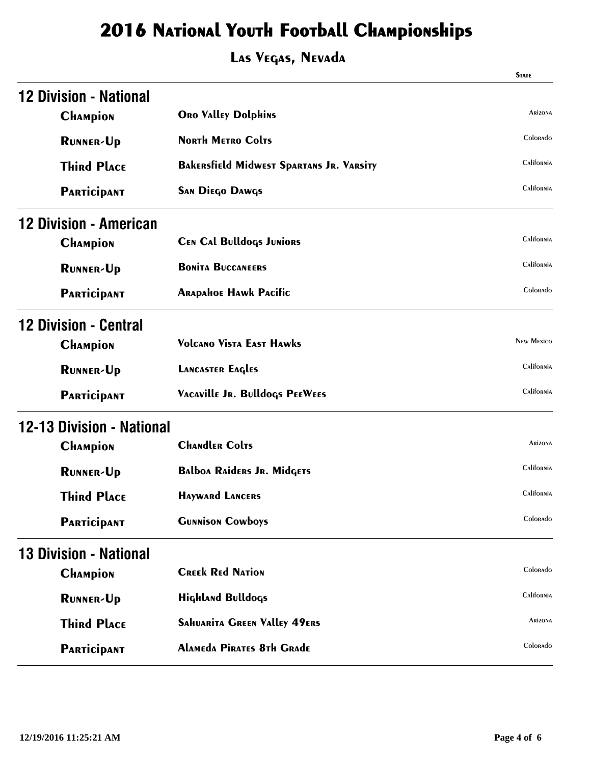# 2016 National Youth Football Championships

## Las Vegas, Nevada

### 12 Division - National

| | | State |
|---|---|---|
| Champion | Oro Valley Dolphins | Arizona |
| Runner-Up | North Metro Colts | Colorado |
| Third Place | Bakersfield Midwest Spartans Jr. Varsity | California |
| Participant | San Diego Dawgs | California |

### 12 Division - American

| | | State |
|---|---|---|
| Champion | Cen Cal Bulldogs Juniors | California |
| Runner-Up | Bonita Buccaneers | California |
| Participant | Arapahoe Hawk Pacific | Colorado |

### 12 Division - Central

| | | State |
|---|---|---|
| Champion | Volcano Vista East Hawks | New Mexico |
| Runner-Up | Lancaster Eagles | California |
| Participant | Vacaville Jr. Bulldogs PeeWees | California |

### 12-13 Division - National

| | | State |
|---|---|---|
| Champion | Chandler Colts | Arizona |
| Runner-Up | Balboa Raiders Jr. Midgets | California |
| Third Place | Hayward Lancers | California |
| Participant | Gunnison Cowboys | Colorado |

### 13 Division - National

| | | State |
|---|---|---|
| Champion | Creek Red Nation | Colorado |
| Runner-Up | Highland Bulldogs | California |
| Third Place | Sahuarita Green Valley 49ers | Arizona |
| Participant | Alameda Pirates 8th Grade | Colorado |

12/19/2016 11:25:21 AM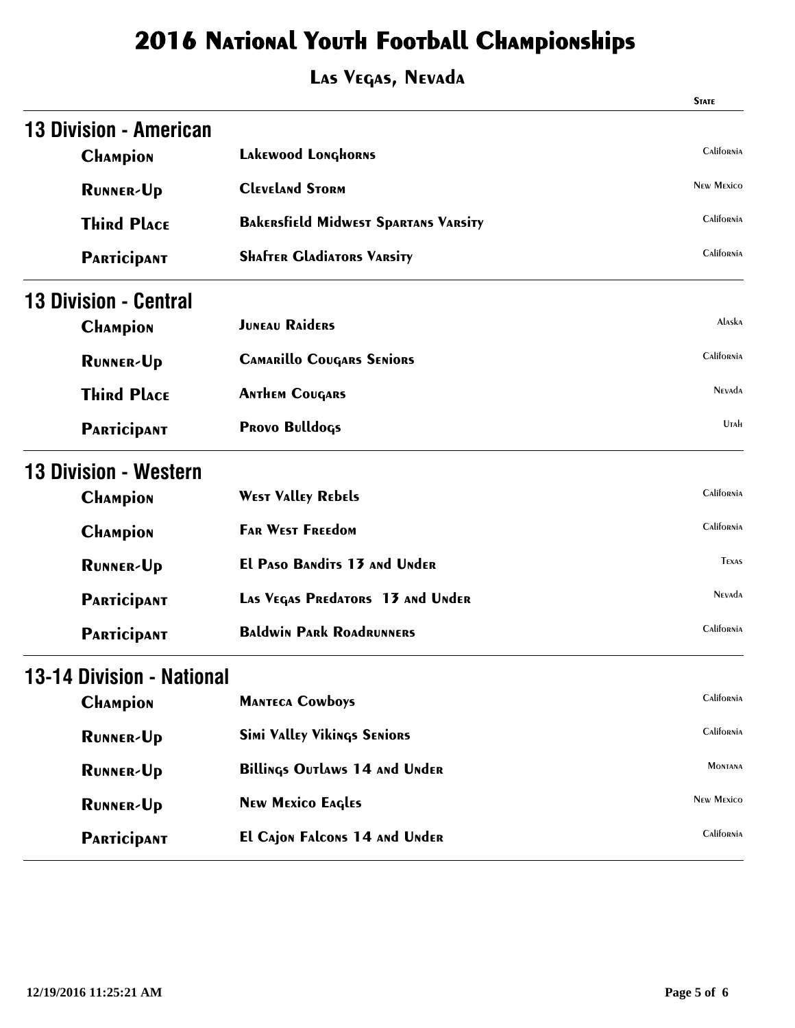# 2016 National Youth Football Championships

## Las Vegas, Nevada

### 13 Division - American

| Place | Team | State |
|---|---|---|
| Champion | Lakewood Longhorns | California |
| Runner-Up | Cleveland Storm | New Mexico |
| Third Place | Bakersfield Midwest Spartans Varsity | California |
| Participant | Shafter Gladiators Varsity | California |

### 13 Division - Central

| Place | Team | State |
|---|---|---|
| Champion | Juneau Raiders | Alaska |
| Runner-Up | Camarillo Cougars Seniors | California |
| Third Place | Anthem Cougars | Nevada |
| Participant | Provo Bulldogs | Utah |

### 13 Division - Western

| Place | Team | State |
|---|---|---|
| Champion | West Valley Rebels | California |
| Champion | Far West Freedom | California |
| Runner-Up | El Paso Bandits 13 and Under | Texas |
| Participant | Las Vegas Predators 13 and Under | Nevada |
| Participant | Baldwin Park Roadrunners | California |

### 13-14 Division - National

| Place | Team | State |
|---|---|---|
| Champion | Manteca Cowboys | California |
| Runner-Up | Simi Valley Vikings Seniors | California |
| Runner-Up | Billings Outlaws 14 and Under | Montana |
| Runner-Up | New Mexico Eagles | New Mexico |
| Participant | El Cajon Falcons 14 and Under | California |

12/19/2016 11:25:21 AM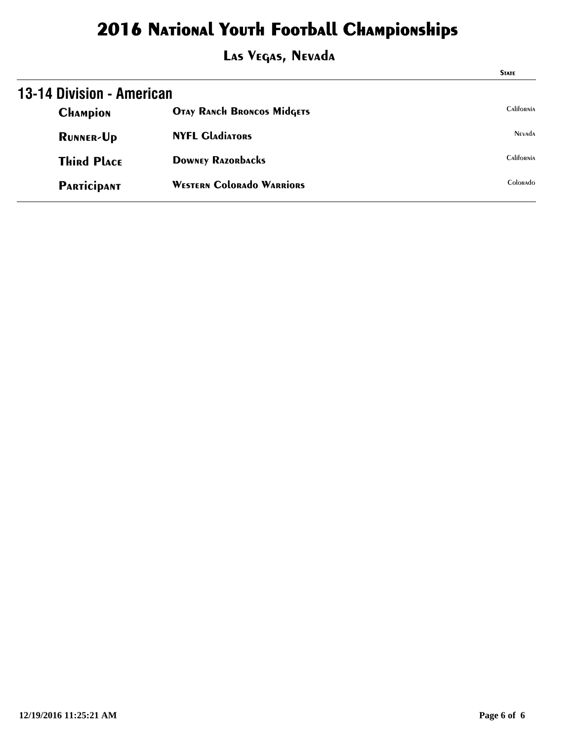# 2016 National Youth Football Championships

## Las Vegas, Nevada

### 13-14 Division - American

| | | State |
|---|---|---|
| Champion | Otay Ranch Broncos Midgets | California |
| Runner-Up | NYFL Gladiators | Nevada |
| Third Place | Downey Razorbacks | California |
| Participant | Western Colorado Warriors | Colorado |

12/19/2016 11:25:21 AM